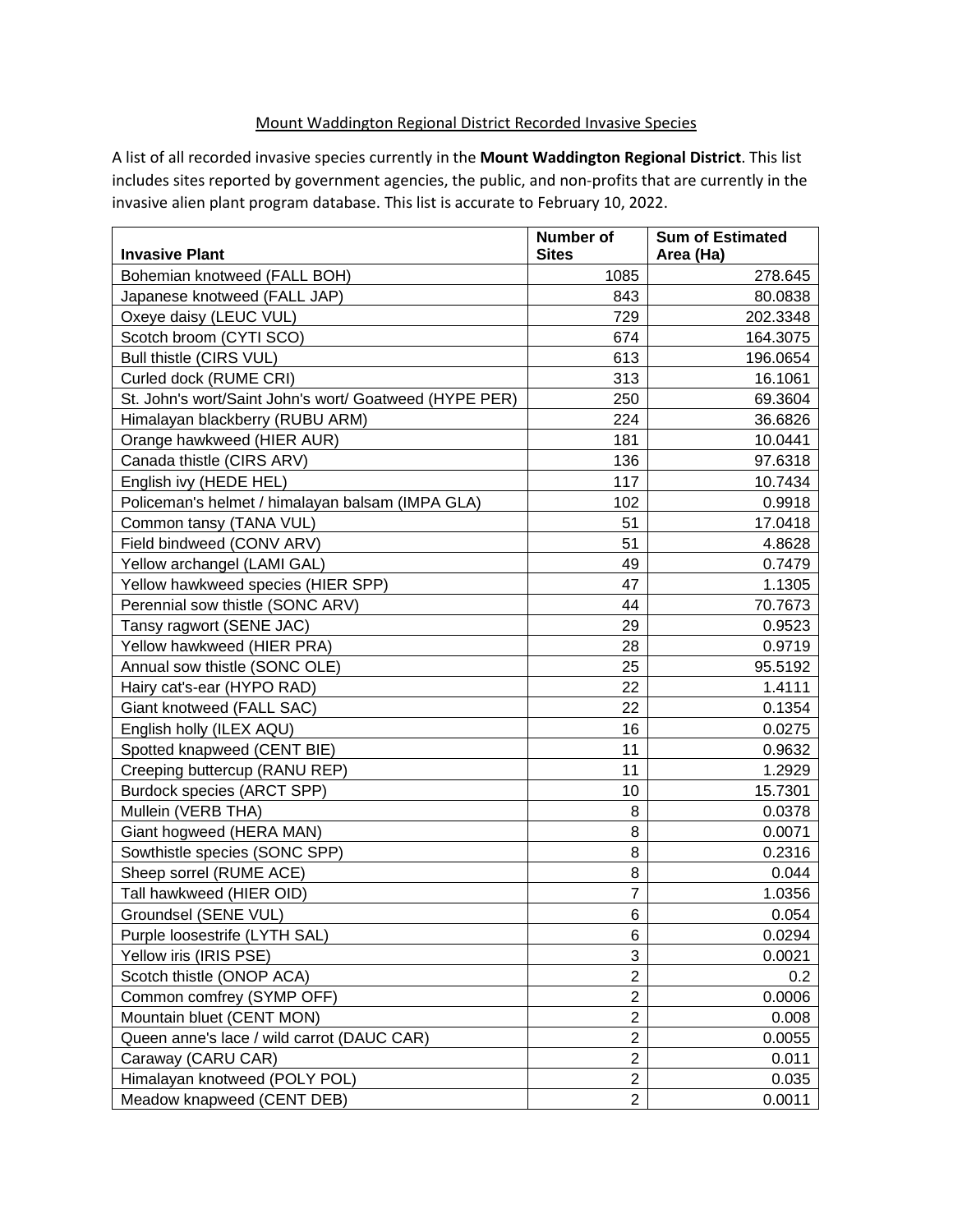Mount Waddington Regional District Recorded Invasive Species

A list of all recorded invasive species currently in the **Mount Waddington Regional District**. This list includes sites reported by government agencies, the public, and non-profits that are currently in the invasive alien plant program database. This list is accurate to February 10, 2022.

| Invasive Plant | Number of Sites | Sum of Estimated Area (Ha) |
|---|---|---|
| Bohemian knotweed (FALL BOH) | 1085 | 278.645 |
| Japanese knotweed (FALL JAP) | 843 | 80.0838 |
| Oxeye daisy (LEUC VUL) | 729 | 202.3348 |
| Scotch broom (CYTI SCO) | 674 | 164.3075 |
| Bull thistle (CIRS VUL) | 613 | 196.0654 |
| Curled dock (RUME CRI) | 313 | 16.1061 |
| St. John's wort/Saint John's wort/ Goatweed (HYPE PER) | 250 | 69.3604 |
| Himalayan blackberry (RUBU ARM) | 224 | 36.6826 |
| Orange hawkweed (HIER AUR) | 181 | 10.0441 |
| Canada thistle (CIRS ARV) | 136 | 97.6318 |
| English ivy (HEDE HEL) | 117 | 10.7434 |
| Policeman's helmet / himalayan balsam (IMPA GLA) | 102 | 0.9918 |
| Common tansy (TANA VUL) | 51 | 17.0418 |
| Field bindweed (CONV ARV) | 51 | 4.8628 |
| Yellow archangel (LAMI GAL) | 49 | 0.7479 |
| Yellow hawkweed species (HIER SPP) | 47 | 1.1305 |
| Perennial sow thistle (SONC ARV) | 44 | 70.7673 |
| Tansy ragwort (SENE JAC) | 29 | 0.9523 |
| Yellow hawkweed (HIER PRA) | 28 | 0.9719 |
| Annual sow thistle (SONC OLE) | 25 | 95.5192 |
| Hairy cat's-ear (HYPO RAD) | 22 | 1.4111 |
| Giant knotweed (FALL SAC) | 22 | 0.1354 |
| English holly (ILEX AQU) | 16 | 0.0275 |
| Spotted knapweed (CENT BIE) | 11 | 0.9632 |
| Creeping buttercup (RANU REP) | 11 | 1.2929 |
| Burdock species (ARCT SPP) | 10 | 15.7301 |
| Mullein (VERB THA) | 8 | 0.0378 |
| Giant hogweed (HERA MAN) | 8 | 0.0071 |
| Sowthistle species (SONC SPP) | 8 | 0.2316 |
| Sheep sorrel (RUME ACE) | 8 | 0.044 |
| Tall hawkweed (HIER OID) | 7 | 1.0356 |
| Groundsel (SENE VUL) | 6 | 0.054 |
| Purple loosestrife (LYTH SAL) | 6 | 0.0294 |
| Yellow iris (IRIS PSE) | 3 | 0.0021 |
| Scotch thistle (ONOP ACA) | 2 | 0.2 |
| Common comfrey (SYMP OFF) | 2 | 0.0006 |
| Mountain bluet (CENT MON) | 2 | 0.008 |
| Queen anne's lace / wild carrot (DAUC CAR) | 2 | 0.0055 |
| Caraway (CARU CAR) | 2 | 0.011 |
| Himalayan knotweed (POLY POL) | 2 | 0.035 |
| Meadow knapweed (CENT DEB) | 2 | 0.0011 |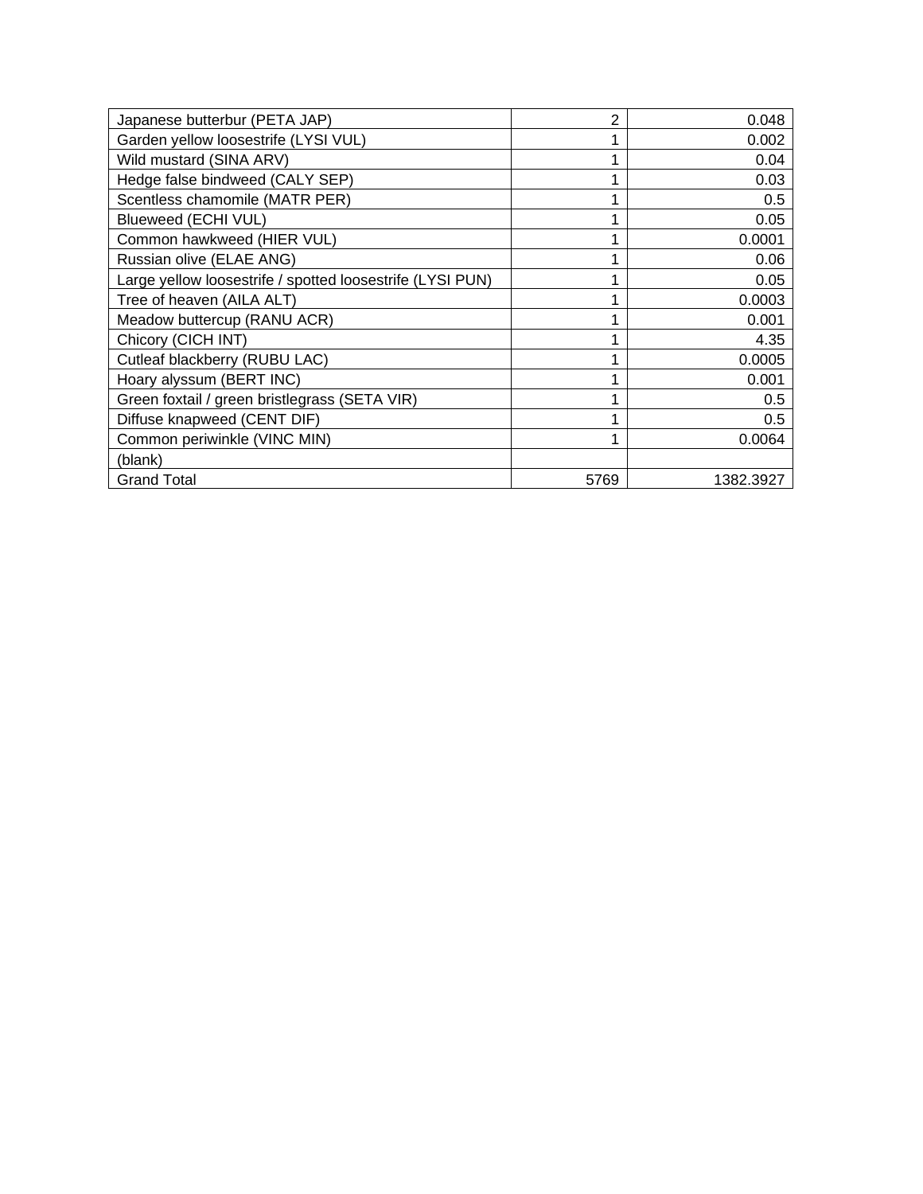| | | |
|---|---|---|
| Japanese butterbur (PETA JAP) | 2 | 0.048 |
| Garden yellow loosestrife (LYSI VUL) | 1 | 0.002 |
| Wild mustard (SINA ARV) | 1 | 0.04 |
| Hedge false bindweed (CALY SEP) | 1 | 0.03 |
| Scentless chamomile (MATR PER) | 1 | 0.5 |
| Blueweed (ECHI VUL) | 1 | 0.05 |
| Common hawkweed (HIER VUL) | 1 | 0.0001 |
| Russian olive (ELAE ANG) | 1 | 0.06 |
| Large yellow loosestrife / spotted loosestrife (LYSI PUN) | 1 | 0.05 |
| Tree of heaven (AILA ALT) | 1 | 0.0003 |
| Meadow buttercup (RANU ACR) | 1 | 0.001 |
| Chicory (CICH INT) | 1 | 4.35 |
| Cutleaf blackberry (RUBU LAC) | 1 | 0.0005 |
| Hoary alyssum (BERT INC) | 1 | 0.001 |
| Green foxtail / green bristlegrass (SETA VIR) | 1 | 0.5 |
| Diffuse knapweed (CENT DIF) | 1 | 0.5 |
| Common periwinkle (VINC MIN) | 1 | 0.0064 |
| (blank) | | |
| Grand Total | 5769 | 1382.3927 |